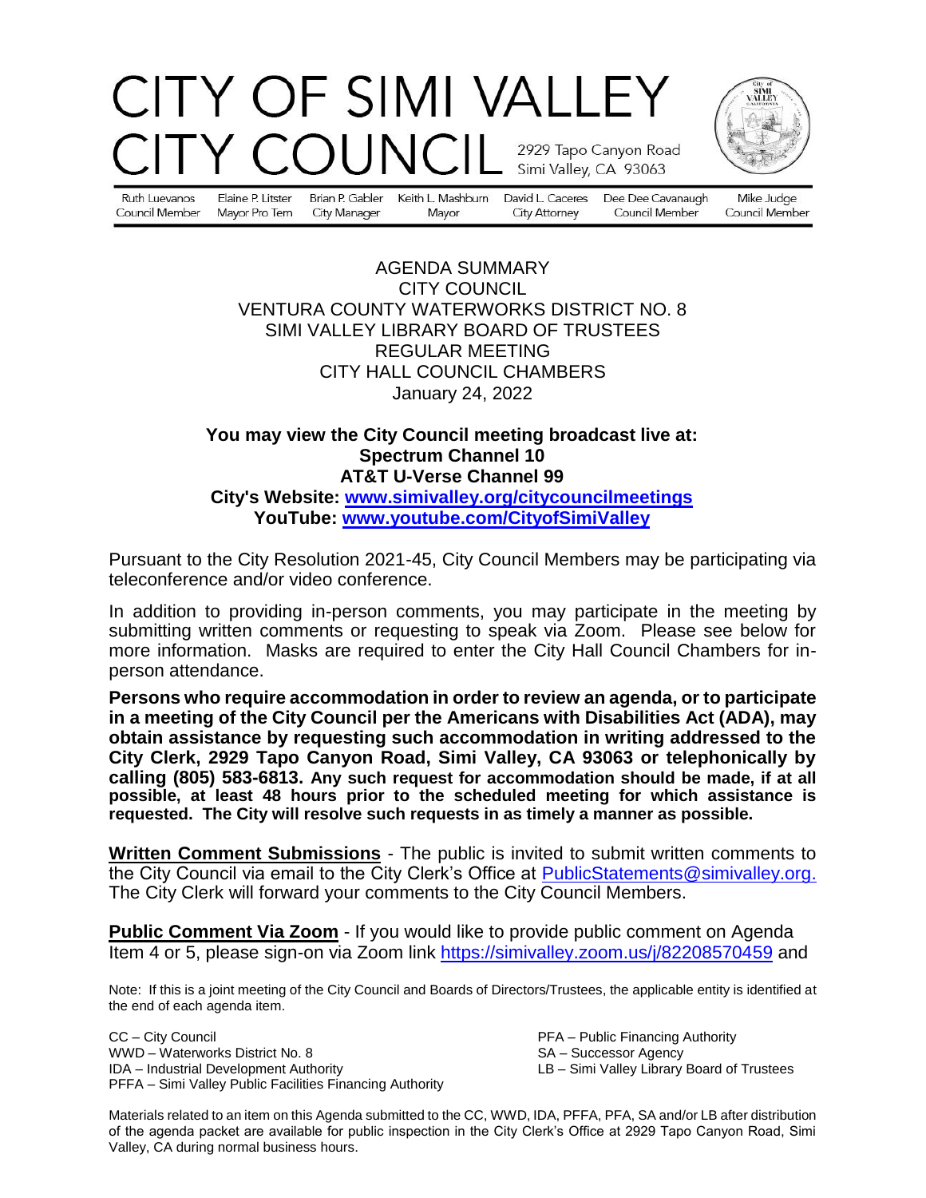# CITY OF SIMI VALLEY
# CITY COUNCIL

2929 Tapo Canyon Road
Simi Valley, CA 93063

| Ruth Luevanos | Elaine P. Litster | Brian P. Gabler | Keith L. Mashburn | David L. Caceres | Dee Dee Cavanaugh | Mike Judge |
|---|---|---|---|---|---|---|
| Council Member | Mayor Pro Tem | City Manager | Mayor | City Attorney | Council Member | Council Member |

AGENDA SUMMARY
CITY COUNCIL
VENTURA COUNTY WATERWORKS DISTRICT NO. 8
SIMI VALLEY LIBRARY BOARD OF TRUSTEES
REGULAR MEETING
CITY HALL COUNCIL CHAMBERS
January 24, 2022

**You may view the City Council meeting broadcast live at:**
**Spectrum Channel 10**
**AT&T U-Verse Channel 99**
**City's Website: www.simivalley.org/citycouncilmeetings**
**YouTube: www.youtube.com/CityofSimiValley**

Pursuant to the City Resolution 2021-45, City Council Members may be participating via teleconference and/or video conference.

In addition to providing in-person comments, you may participate in the meeting by submitting written comments or requesting to speak via Zoom. Please see below for more information. Masks are required to enter the City Hall Council Chambers for in-person attendance.

**Persons who require accommodation in order to review an agenda, or to participate in a meeting of the City Council per the Americans with Disabilities Act (ADA), may obtain assistance by requesting such accommodation in writing addressed to the City Clerk, 2929 Tapo Canyon Road, Simi Valley, CA 93063 or telephonically by calling (805) 583-6813. Any such request for accommodation should be made, if at all possible, at least 48 hours prior to the scheduled meeting for which assistance is requested. The City will resolve such requests in as timely a manner as possible.**

**Written Comment Submissions** - The public is invited to submit written comments to the City Council via email to the City Clerk's Office at PublicStatements@simivalley.org. The City Clerk will forward your comments to the City Council Members.

**Public Comment Via Zoom** - If you would like to provide public comment on Agenda Item 4 or 5, please sign-on via Zoom link https://simivalley.zoom.us/j/82208570459 and

Note: If this is a joint meeting of the City Council and Boards of Directors/Trustees, the applicable entity is identified at the end of each agenda item.

CC – City Council
WWD – Waterworks District No. 8
IDA – Industrial Development Authority
PFFA – Simi Valley Public Facilities Financing Authority
PFA – Public Financing Authority
SA – Successor Agency
LB – Simi Valley Library Board of Trustees

Materials related to an item on this Agenda submitted to the CC, WWD, IDA, PFFA, PFA, SA and/or LB after distribution of the agenda packet are available for public inspection in the City Clerk's Office at 2929 Tapo Canyon Road, Simi Valley, CA during normal business hours.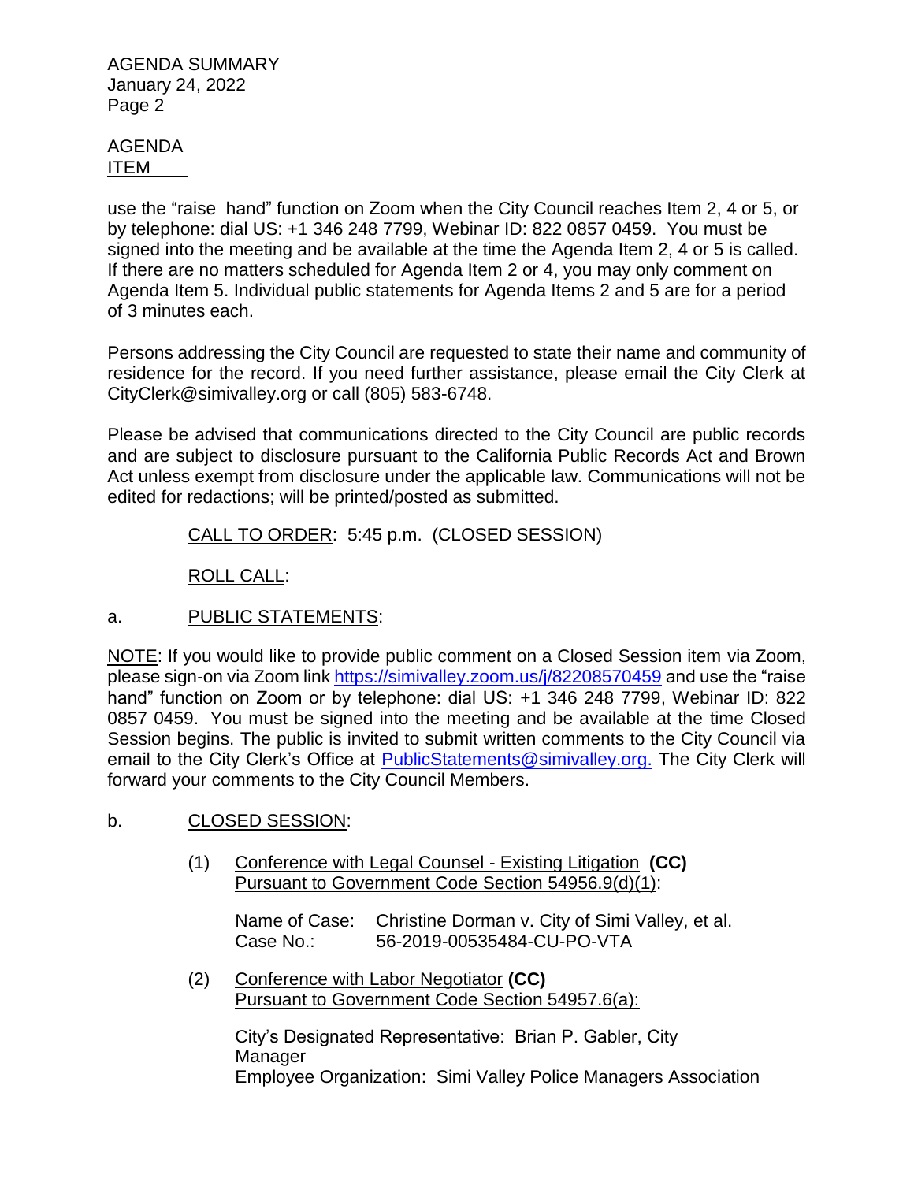AGENDA
ITEM

use the "raise hand" function on Zoom when the City Council reaches Item 2, 4 or 5, or by telephone: dial US: +1 346 248 7799, Webinar ID: 822 0857 0459. You must be signed into the meeting and be available at the time the Agenda Item 2, 4 or 5 is called. If there are no matters scheduled for Agenda Item 2 or 4, you may only comment on Agenda Item 5. Individual public statements for Agenda Items 2 and 5 are for a period of 3 minutes each.

Persons addressing the City Council are requested to state their name and community of residence for the record. If you need further assistance, please email the City Clerk at CityClerk@simivalley.org or call (805) 583-6748.

Please be advised that communications directed to the City Council are public records and are subject to disclosure pursuant to the California Public Records Act and Brown Act unless exempt from disclosure under the applicable law. Communications will not be edited for redactions; will be printed/posted as submitted.

CALL TO ORDER: 5:45 p.m. (CLOSED SESSION)

ROLL CALL:

a. PUBLIC STATEMENTS:

NOTE: If you would like to provide public comment on a Closed Session item via Zoom, please sign-on via Zoom link https://simivalley.zoom.us/j/82208570459 and use the "raise hand" function on Zoom or by telephone: dial US: +1 346 248 7799, Webinar ID: 822 0857 0459. You must be signed into the meeting and be available at the time Closed Session begins. The public is invited to submit written comments to the City Council via email to the City Clerk's Office at PublicStatements@simivalley.org. The City Clerk will forward your comments to the City Council Members.

b. CLOSED SESSION:

(1) Conference with Legal Counsel - Existing Litigation **(CC)**
Pursuant to Government Code Section 54956.9(d)(1):

Name of Case: Christine Dorman v. City of Simi Valley, et al.
Case No.: 56-2019-00535484-CU-PO-VTA

(2) Conference with Labor Negotiator **(CC)**
Pursuant to Government Code Section 54957.6(a):

City's Designated Representative: Brian P. Gabler, City Manager
Employee Organization: Simi Valley Police Managers Association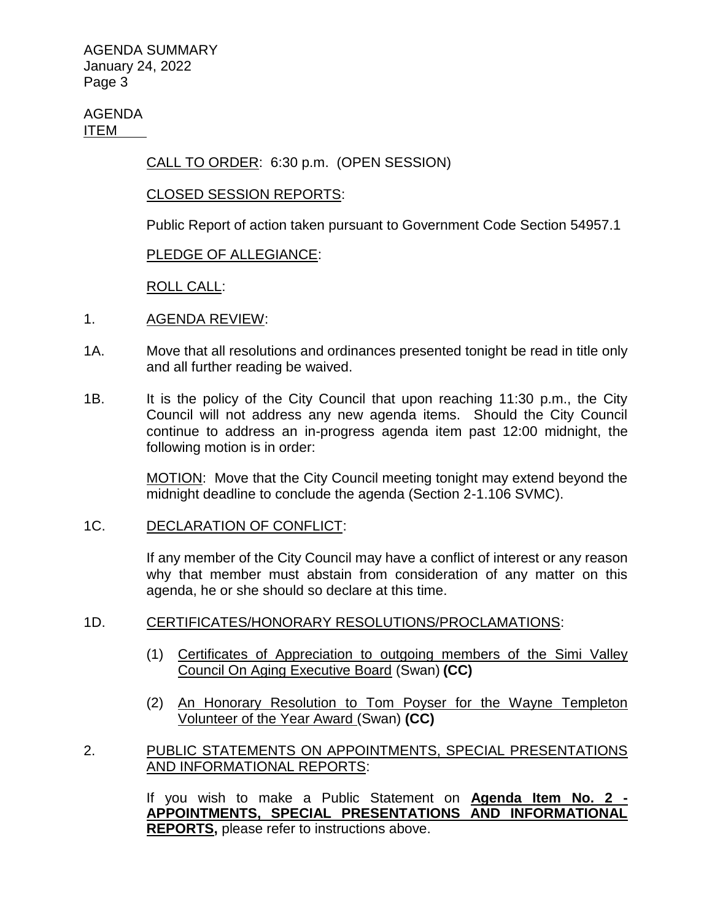AGENDA
ITEM

CALL TO ORDER: 6:30 p.m. (OPEN SESSION)

CLOSED SESSION REPORTS:

Public Report of action taken pursuant to Government Code Section 54957.1

PLEDGE OF ALLEGIANCE:

ROLL CALL:

1. AGENDA REVIEW:

1A. Move that all resolutions and ordinances presented tonight be read in title only and all further reading be waived.

1B. It is the policy of the City Council that upon reaching 11:30 p.m., the City Council will not address any new agenda items. Should the City Council continue to address an in-progress agenda item past 12:00 midnight, the following motion is in order:

MOTION: Move that the City Council meeting tonight may extend beyond the midnight deadline to conclude the agenda (Section 2-1.106 SVMC).

1C. DECLARATION OF CONFLICT:

If any member of the City Council may have a conflict of interest or any reason why that member must abstain from consideration of any matter on this agenda, he or she should so declare at this time.

1D. CERTIFICATES/HONORARY RESOLUTIONS/PROCLAMATIONS:

(1) Certificates of Appreciation to outgoing members of the Simi Valley Council On Aging Executive Board (Swan) **(CC)**

(2) An Honorary Resolution to Tom Poyser for the Wayne Templeton Volunteer of the Year Award (Swan) **(CC)**

2. PUBLIC STATEMENTS ON APPOINTMENTS, SPECIAL PRESENTATIONS AND INFORMATIONAL REPORTS:

If you wish to make a Public Statement on **Agenda Item No. 2 - APPOINTMENTS, SPECIAL PRESENTATIONS AND INFORMATIONAL REPORTS,** please refer to instructions above.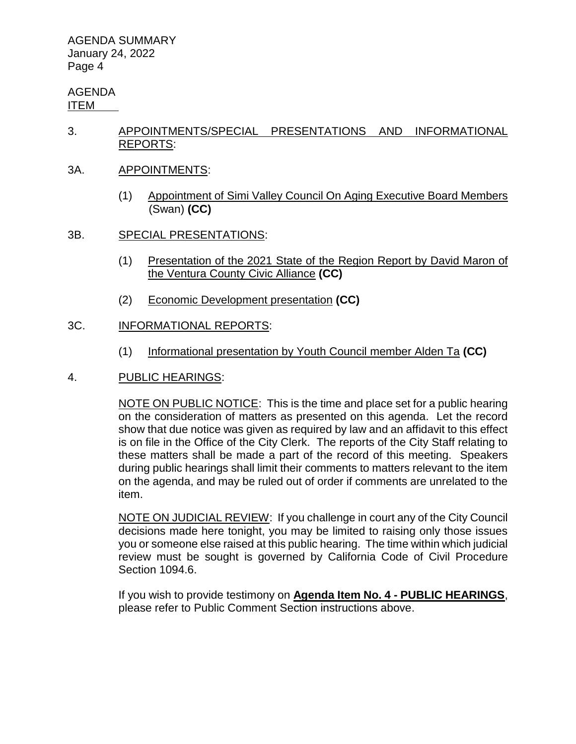AGENDA
ITEM

3. APPOINTMENTS/SPECIAL PRESENTATIONS AND INFORMATIONAL REPORTS:

3A. APPOINTMENTS:

(1) Appointment of Simi Valley Council On Aging Executive Board Members (Swan) **(CC)**

3B. SPECIAL PRESENTATIONS:

(1) Presentation of the 2021 State of the Region Report by David Maron of the Ventura County Civic Alliance **(CC)**

(2) Economic Development presentation **(CC)**

3C. INFORMATIONAL REPORTS:

(1) Informational presentation by Youth Council member Alden Ta **(CC)**

4. PUBLIC HEARINGS:

NOTE ON PUBLIC NOTICE: This is the time and place set for a public hearing on the consideration of matters as presented on this agenda. Let the record show that due notice was given as required by law and an affidavit to this effect is on file in the Office of the City Clerk. The reports of the City Staff relating to these matters shall be made a part of the record of this meeting. Speakers during public hearings shall limit their comments to matters relevant to the item on the agenda, and may be ruled out of order if comments are unrelated to the item.

NOTE ON JUDICIAL REVIEW: If you challenge in court any of the City Council decisions made here tonight, you may be limited to raising only those issues you or someone else raised at this public hearing. The time within which judicial review must be sought is governed by California Code of Civil Procedure Section 1094.6.

If you wish to provide testimony on **Agenda Item No. 4 - PUBLIC HEARINGS**, please refer to Public Comment Section instructions above.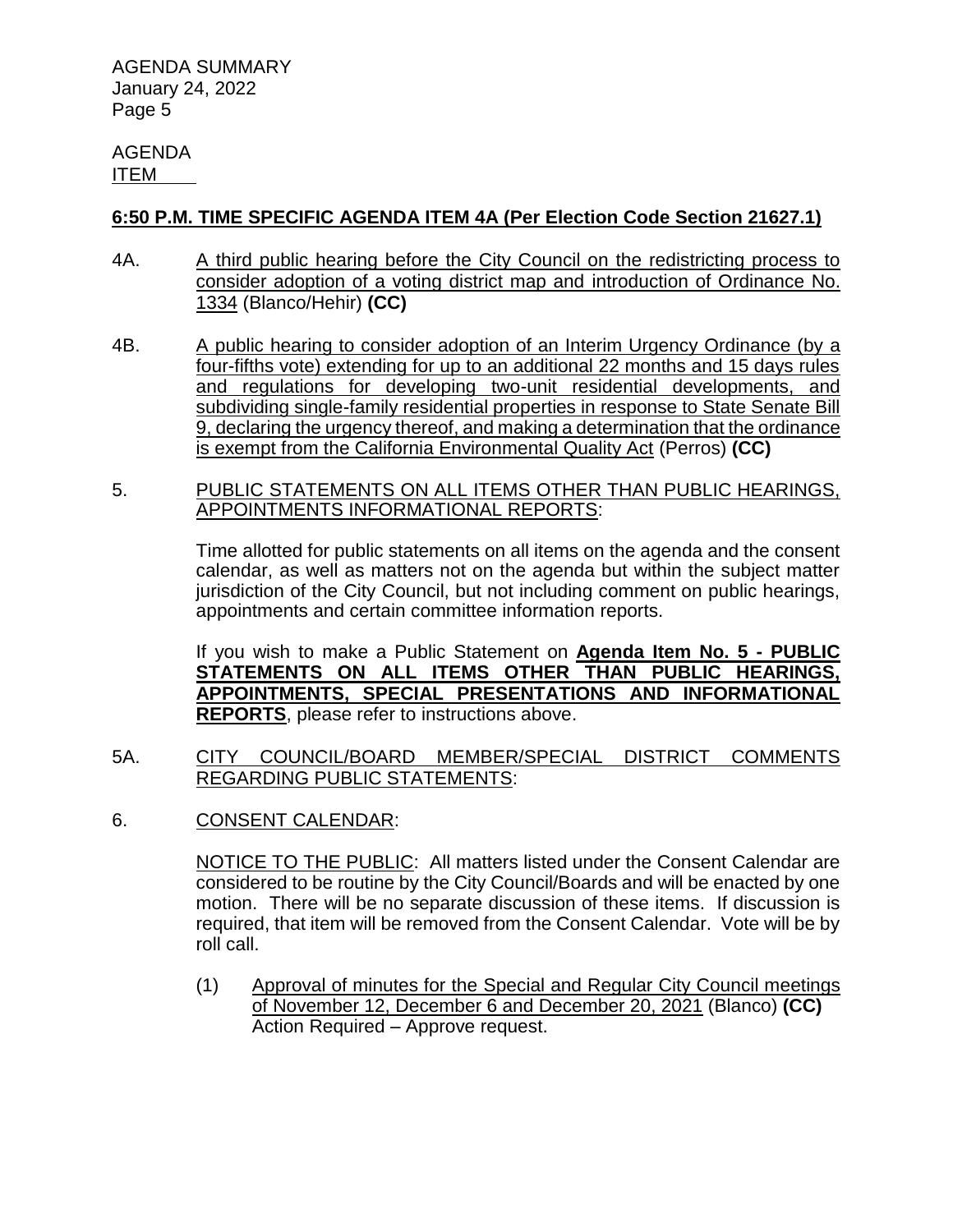AGENDA
ITEM

**6:50 P.M. TIME SPECIFIC AGENDA ITEM 4A (Per Election Code Section 21627.1)**

4A. A third public hearing before the City Council on the redistricting process to consider adoption of a voting district map and introduction of Ordinance No. 1334 (Blanco/Hehir) **(CC)**

4B. A public hearing to consider adoption of an Interim Urgency Ordinance (by a four-fifths vote) extending for up to an additional 22 months and 15 days rules and regulations for developing two-unit residential developments, and subdividing single-family residential properties in response to State Senate Bill 9, declaring the urgency thereof, and making a determination that the ordinance is exempt from the California Environmental Quality Act (Perros) **(CC)**

5. PUBLIC STATEMENTS ON ALL ITEMS OTHER THAN PUBLIC HEARINGS, APPOINTMENTS INFORMATIONAL REPORTS:

Time allotted for public statements on all items on the agenda and the consent calendar, as well as matters not on the agenda but within the subject matter jurisdiction of the City Council, but not including comment on public hearings, appointments and certain committee information reports.

If you wish to make a Public Statement on **Agenda Item No. 5 - PUBLIC STATEMENTS ON ALL ITEMS OTHER THAN PUBLIC HEARINGS, APPOINTMENTS, SPECIAL PRESENTATIONS AND INFORMATIONAL REPORTS**, please refer to instructions above.

5A. CITY COUNCIL/BOARD MEMBER/SPECIAL DISTRICT COMMENTS REGARDING PUBLIC STATEMENTS:

6. CONSENT CALENDAR:

NOTICE TO THE PUBLIC: All matters listed under the Consent Calendar are considered to be routine by the City Council/Boards and will be enacted by one motion. There will be no separate discussion of these items. If discussion is required, that item will be removed from the Consent Calendar. Vote will be by roll call.

(1) Approval of minutes for the Special and Regular City Council meetings of November 12, December 6 and December 20, 2021 (Blanco) **(CC)**
Action Required – Approve request.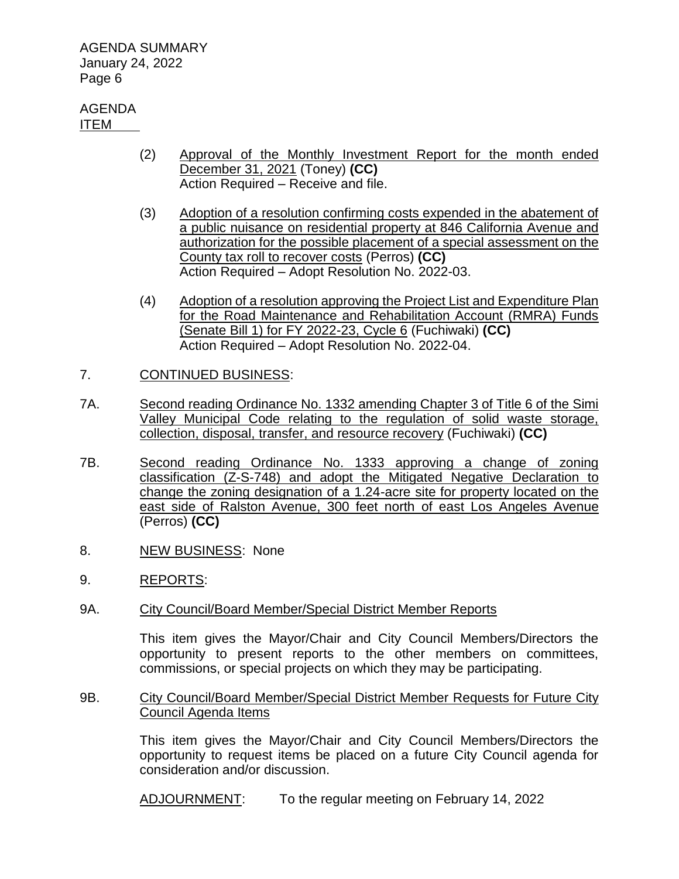AGENDA
ITEM

(2) Approval of the Monthly Investment Report for the month ended December 31, 2021 (Toney) **(CC)**
Action Required – Receive and file.

(3) Adoption of a resolution confirming costs expended in the abatement of a public nuisance on residential property at 846 California Avenue and authorization for the possible placement of a special assessment on the County tax roll to recover costs (Perros) **(CC)**
Action Required – Adopt Resolution No. 2022-03.

(4) Adoption of a resolution approving the Project List and Expenditure Plan for the Road Maintenance and Rehabilitation Account (RMRA) Funds (Senate Bill 1) for FY 2022-23, Cycle 6 (Fuchiwaki) **(CC)**
Action Required – Adopt Resolution No. 2022-04.

7. CONTINUED BUSINESS:

7A. Second reading Ordinance No. 1332 amending Chapter 3 of Title 6 of the Simi Valley Municipal Code relating to the regulation of solid waste storage, collection, disposal, transfer, and resource recovery (Fuchiwaki) **(CC)**

7B. Second reading Ordinance No. 1333 approving a change of zoning classification (Z-S-748) and adopt the Mitigated Negative Declaration to change the zoning designation of a 1.24-acre site for property located on the east side of Ralston Avenue, 300 feet north of east Los Angeles Avenue (Perros) **(CC)**

8. NEW BUSINESS: None

9. REPORTS:

9A. City Council/Board Member/Special District Member Reports

This item gives the Mayor/Chair and City Council Members/Directors the opportunity to present reports to the other members on committees, commissions, or special projects on which they may be participating.

9B. City Council/Board Member/Special District Member Requests for Future City Council Agenda Items

This item gives the Mayor/Chair and City Council Members/Directors the opportunity to request items be placed on a future City Council agenda for consideration and/or discussion.

ADJOURNMENT: To the regular meeting on February 14, 2022